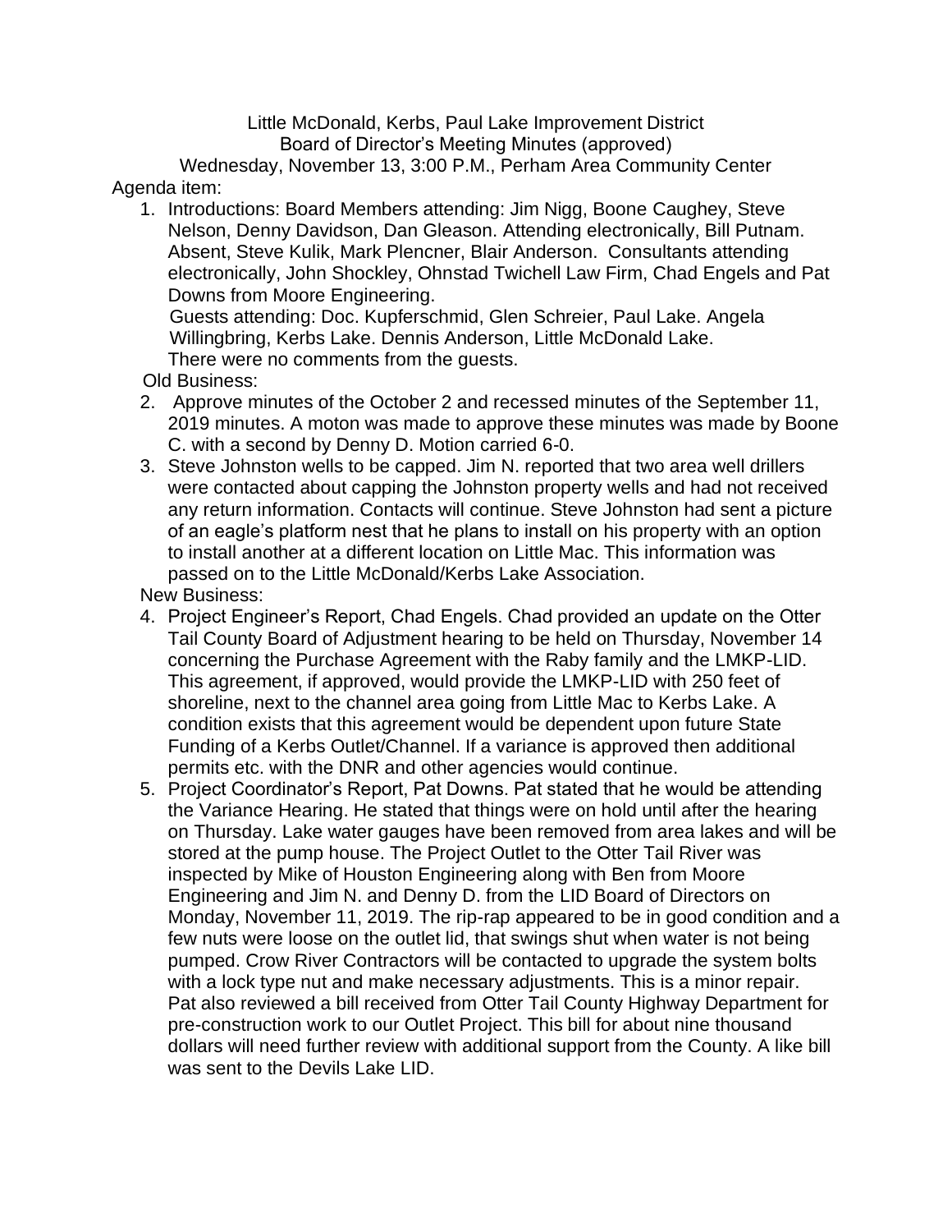Little McDonald, Kerbs, Paul Lake Improvement District
Board of Director's Meeting Minutes (approved)
Wednesday, November 13, 3:00 P.M., Perham Area Community Center

Agenda item:

1. Introductions: Board Members attending: Jim Nigg, Boone Caughey, Steve Nelson, Denny Davidson, Dan Gleason. Attending electronically, Bill Putnam. Absent, Steve Kulik, Mark Plencner, Blair Anderson. Consultants attending electronically, John Shockley, Ohnstad Twichell Law Firm, Chad Engels and Pat Downs from Moore Engineering.
   Guests attending: Doc. Kupferschmid, Glen Schreier, Paul Lake. Angela Willingbring, Kerbs Lake. Dennis Anderson, Little McDonald Lake.
   There were no comments from the guests.

Old Business:

2. Approve minutes of the October 2 and recessed minutes of the September 11, 2019 minutes. A moton was made to approve these minutes was made by Boone C. with a second by Denny D. Motion carried 6-0.
3. Steve Johnston wells to be capped. Jim N. reported that two area well drillers were contacted about capping the Johnston property wells and had not received any return information. Contacts will continue. Steve Johnston had sent a picture of an eagle's platform nest that he plans to install on his property with an option to install another at a different location on Little Mac. This information was passed on to the Little McDonald/Kerbs Lake Association.

New Business:

4. Project Engineer's Report, Chad Engels. Chad provided an update on the Otter Tail County Board of Adjustment hearing to be held on Thursday, November 14 concerning the Purchase Agreement with the Raby family and the LMKP-LID. This agreement, if approved, would provide the LMKP-LID with 250 feet of shoreline, next to the channel area going from Little Mac to Kerbs Lake. A condition exists that this agreement would be dependent upon future State Funding of a Kerbs Outlet/Channel. If a variance is approved then additional permits etc. with the DNR and other agencies would continue.
5. Project Coordinator's Report, Pat Downs. Pat stated that he would be attending the Variance Hearing. He stated that things were on hold until after the hearing on Thursday. Lake water gauges have been removed from area lakes and will be stored at the pump house. The Project Outlet to the Otter Tail River was inspected by Mike of Houston Engineering along with Ben from Moore Engineering and Jim N. and Denny D. from the LID Board of Directors on Monday, November 11, 2019. The rip-rap appeared to be in good condition and a few nuts were loose on the outlet lid, that swings shut when water is not being pumped. Crow River Contractors will be contacted to upgrade the system bolts with a lock type nut and make necessary adjustments. This is a minor repair. Pat also reviewed a bill received from Otter Tail County Highway Department for pre-construction work to our Outlet Project. This bill for about nine thousand dollars will need further review with additional support from the County. A like bill was sent to the Devils Lake LID.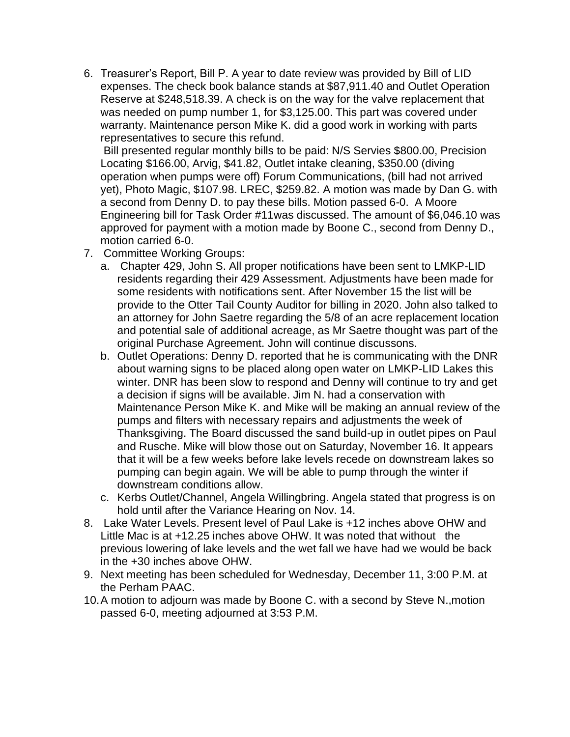6. Treasurer's Report, Bill P. A year to date review was provided by Bill of LID expenses. The check book balance stands at $87,911.40 and Outlet Operation Reserve at $248,518.39. A check is on the way for the valve replacement that was needed on pump number 1, for $3,125.00. This part was covered under warranty. Maintenance person Mike K. did a good work in working with parts representatives to secure this refund.
   Bill presented regular monthly bills to be paid: N/S Servies $800.00, Precision Locating $166.00, Arvig, $41.82, Outlet intake cleaning, $350.00 (diving operation when pumps were off) Forum Communications, (bill had not arrived yet), Photo Magic, $107.98. LREC, $259.82. A motion was made by Dan G. with a second from Denny D. to pay these bills. Motion passed 6-0. A Moore Engineering bill for Task Order #11was discussed. The amount of $6,046.10 was approved for payment with a motion made by Boone C., second from Denny D., motion carried 6-0.
7. Committee Working Groups:
   a. Chapter 429, John S. All proper notifications have been sent to LMKP-LID residents regarding their 429 Assessment. Adjustments have been made for some residents with notifications sent. After November 15 the list will be provide to the Otter Tail County Auditor for billing in 2020. John also talked to an attorney for John Saetre regarding the 5/8 of an acre replacement location and potential sale of additional acreage, as Mr Saetre thought was part of the original Purchase Agreement. John will continue discussons.
   b. Outlet Operations: Denny D. reported that he is communicating with the DNR about warning signs to be placed along open water on LMKP-LID Lakes this winter. DNR has been slow to respond and Denny will continue to try and get a decision if signs will be available. Jim N. had a conservation with Maintenance Person Mike K. and Mike will be making an annual review of the pumps and filters with necessary repairs and adjustments the week of Thanksgiving. The Board discussed the sand build-up in outlet pipes on Paul and Rusche. Mike will blow those out on Saturday, November 16. It appears that it will be a few weeks before lake levels recede on downstream lakes so pumping can begin again. We will be able to pump through the winter if downstream conditions allow.
   c. Kerbs Outlet/Channel, Angela Willingbring. Angela stated that progress is on hold until after the Variance Hearing on Nov. 14.
8. Lake Water Levels. Present level of Paul Lake is +12 inches above OHW and Little Mac is at +12.25 inches above OHW. It was noted that without the previous lowering of lake levels and the wet fall we have had we would be back in the +30 inches above OHW.
9. Next meeting has been scheduled for Wednesday, December 11, 3:00 P.M. at the Perham PAAC.
10. A motion to adjourn was made by Boone C. with a second by Steve N.,motion passed 6-0, meeting adjourned at 3:53 P.M.